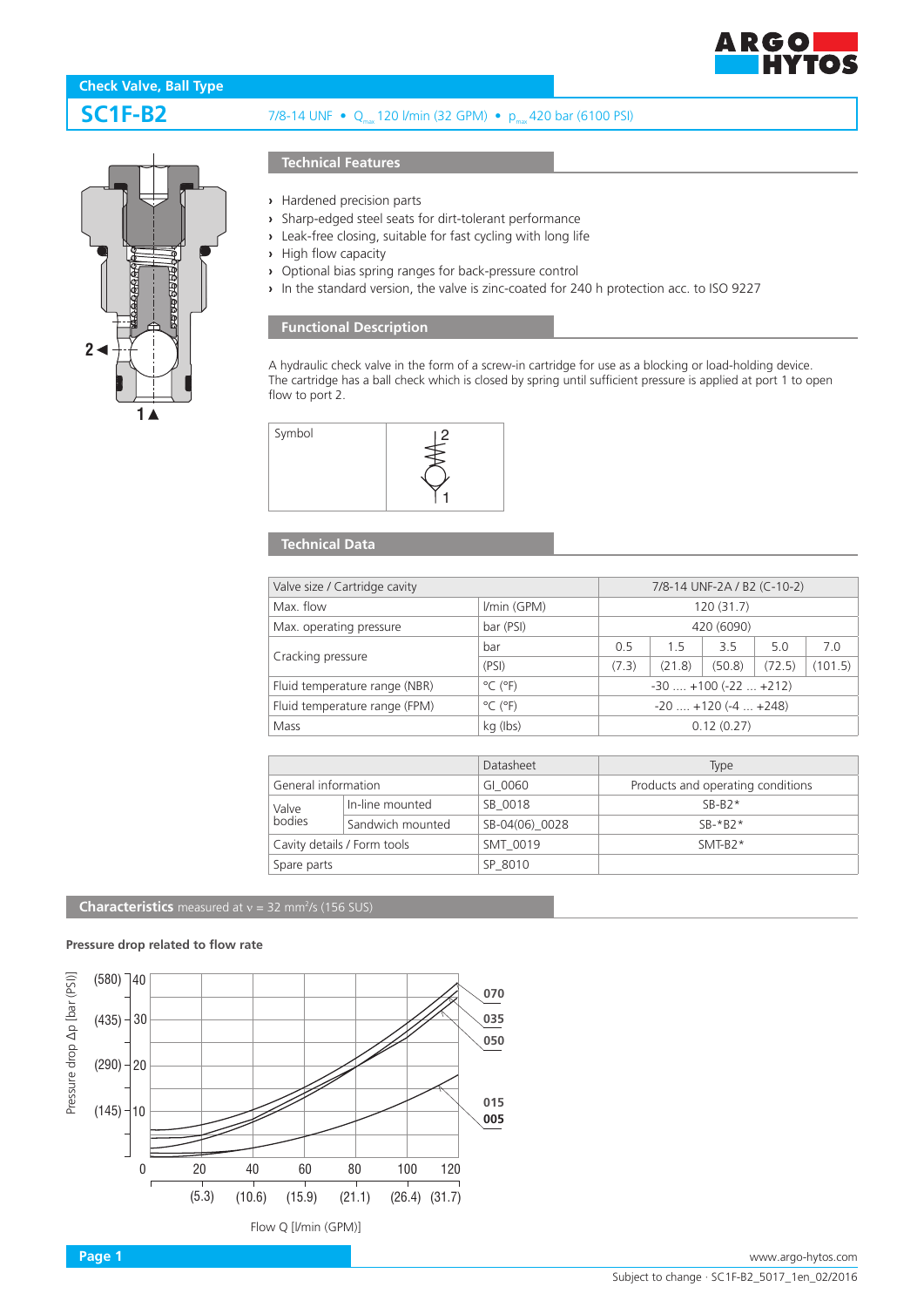**Check Valve, Ball Type**

# SC1F-B2

7/8-14 UNF • $Q_{max}$ 120 l/min (32 GPM) • $p_{max}$ 420 bar (6100 PSI)

## Technical Features

- Hardened precision parts
- Sharp-edged steel seats for dirt-tolerant performance
- Leak-free closing, suitable for fast cycling with long life
- High flow capacity
- Optional bias spring ranges for back-pressure control
- In the standard version, the valve is zinc-coated for 240 h protection acc. to ISO 9227

## Functional Description

A hydraulic check valve in the form of a screw-in cartridge for use as a blocking or load-holding device. The cartridge has a ball check which is closed by spring until sufficient pressure is applied at port 1 to open flow to port 2.

| Symbol | |
|---|---|

## Technical Data

| Valve size / Cartridge cavity | | 7/8-14 UNF-2A / B2 (C-10-2) | | | | |
|---|---|---|---|---|---|---|
| Max. flow | l/min (GPM) | 120 (31.7) | | | | |
| Max. operating pressure | bar (PSI) | 420 (6090) | | | | |
| Cracking pressure | bar | 0.5 | 1.5 | 3.5 | 5.0 | 7.0 |
| | (PSI) | (7.3) | (21.8) | (50.8) | (72.5) | (101.5) |
| Fluid temperature range (NBR) | °C (°F) | -30 .... +100 (-22 ... +212) | | | | |
| Fluid temperature range (FPM) | °C (°F) | -20 .... +120 (-4 ... +248) | | | | |
| Mass | kg (lbs) | 0.12 (0.27) | | | | |

| | | Datasheet | Type |
|---|---|---|---|
| General information | | GI_0060 | Products and operating conditions |
| Valve bodies | In-line mounted | SB_0018 | SB-B2* |
| | Sandwich mounted | SB-04(06)_0028 | SB-*B2* |
| Cavity details / Form tools | | SMT_0019 | SMT-B2* |
| Spare parts | | SP_8010 | |

## Characteristics measured at ν = 32 mm²/s (156 SUS)

**Pressure drop related to flow rate**

Pressure drop Δp [bar (PSI)]

Flow Q [l/min (GPM)]

Curves: 070, 035, 050, 015, 005

www.argo-hytos.com

Subject to change · SC1F-B2_5017_1en_02/2016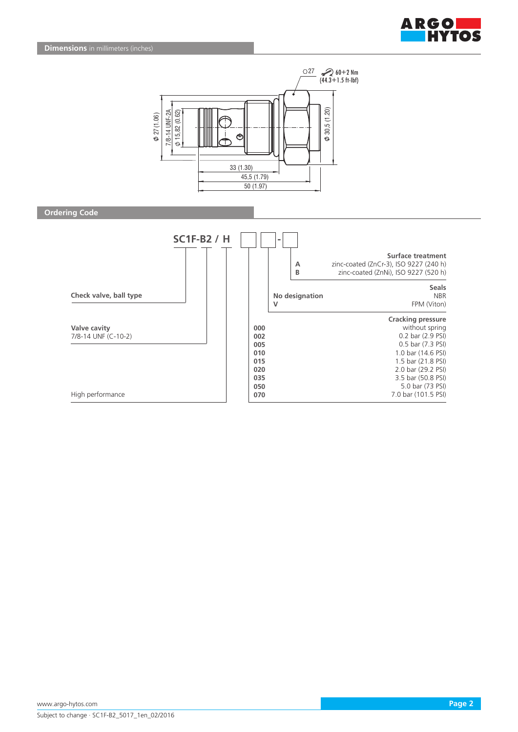## Dimensions in millimeters (inches)

○27
60+2 Nm
(44.3+1.5 ft-lbf)

Ø 27 (1.06)
7/8-14 UNF-2A
Ø 15,82 (0.62)
Ø 30,5 (1.20)
33 (1.30)
45,5 (1.79)
50 (1.97)

## Ordering Code

**SC1F-B2 / H** ☐ ☐ - ☐

**Check valve, ball type**

**Valve cavity**
7/8-14 UNF (C-10-2)

High performance

**Surface treatment**

| | |
|---|---|
| **A** | zinc-coated (ZnCr-3), ISO 9227 (240 h) |
| **B** | zinc-coated (ZnNi), ISO 9227 (520 h) |

**Seals**

| | |
|---|---|
| **No designation** | NBR |
| **V** | FPM (Viton) |

**Cracking pressure**

| | |
|---|---|
| **000** | without spring |
| **002** | 0.2 bar (2.9 PSI) |
| **005** | 0.5 bar (7.3 PSI) |
| **010** | 1.0 bar (14.6 PSI) |
| **015** | 1.5 bar (21.8 PSI) |
| **020** | 2.0 bar (29.2 PSI) |
| **035** | 3.5 bar (50.8 PSI) |
| **050** | 5.0 bar (73 PSI) |
| **070** | 7.0 bar (101.5 PSI) |

www.argo-hytos.com

Subject to change · SC1F-B2_5017_1en_02/2016